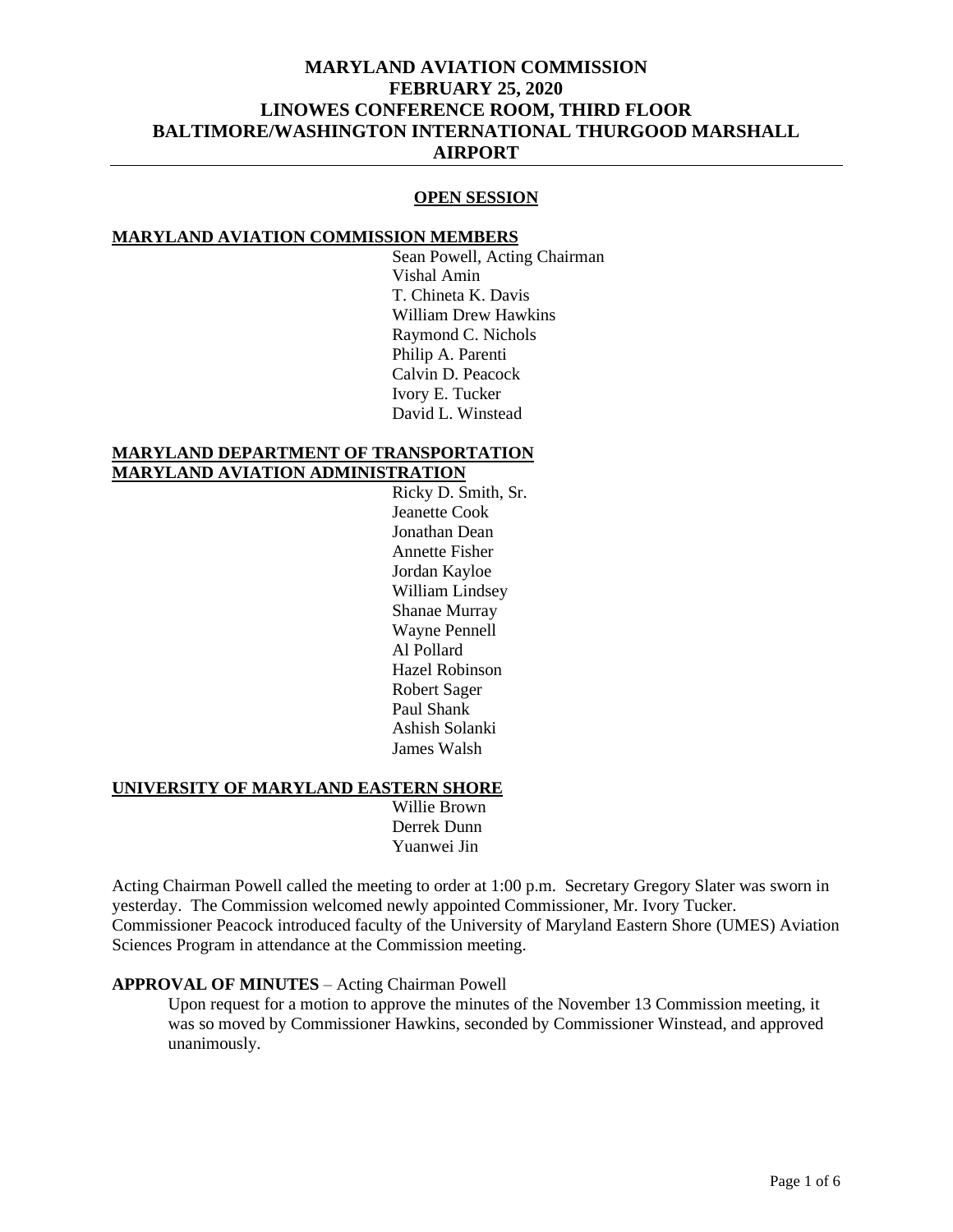# MARYLAND AVIATION COMMISSION
# FEBRUARY 25, 2020
# LINOWES CONFERENCE ROOM, THIRD FLOOR
# BALTIMORE/WASHINGTON INTERNATIONAL THURGOOD MARSHALL AIRPORT

## OPEN SESSION

**MARYLAND AVIATION COMMISSION MEMBERS**

Sean Powell, Acting Chairman
Vishal Amin
T. Chineta K. Davis
William Drew Hawkins
Raymond C. Nichols
Philip A. Parenti
Calvin D. Peacock
Ivory E. Tucker
David L. Winstead

**MARYLAND DEPARTMENT OF TRANSPORTATION**
**MARYLAND AVIATION ADMINISTRATION**

Ricky D. Smith, Sr.
Jeanette Cook
Jonathan Dean
Annette Fisher
Jordan Kayloe
William Lindsey
Shanae Murray
Wayne Pennell
Al Pollard
Hazel Robinson
Robert Sager
Paul Shank
Ashish Solanki
James Walsh

**UNIVERSITY OF MARYLAND EASTERN SHORE**

Willie Brown
Derrek Dunn
Yuanwei Jin

Acting Chairman Powell called the meeting to order at 1:00 p.m. Secretary Gregory Slater was sworn in yesterday. The Commission welcomed newly appointed Commissioner, Mr. Ivory Tucker. Commissioner Peacock introduced faculty of the University of Maryland Eastern Shore (UMES) Aviation Sciences Program in attendance at the Commission meeting.

**APPROVAL OF MINUTES** – Acting Chairman Powell

Upon request for a motion to approve the minutes of the November 13 Commission meeting, it was so moved by Commissioner Hawkins, seconded by Commissioner Winstead, and approved unanimously.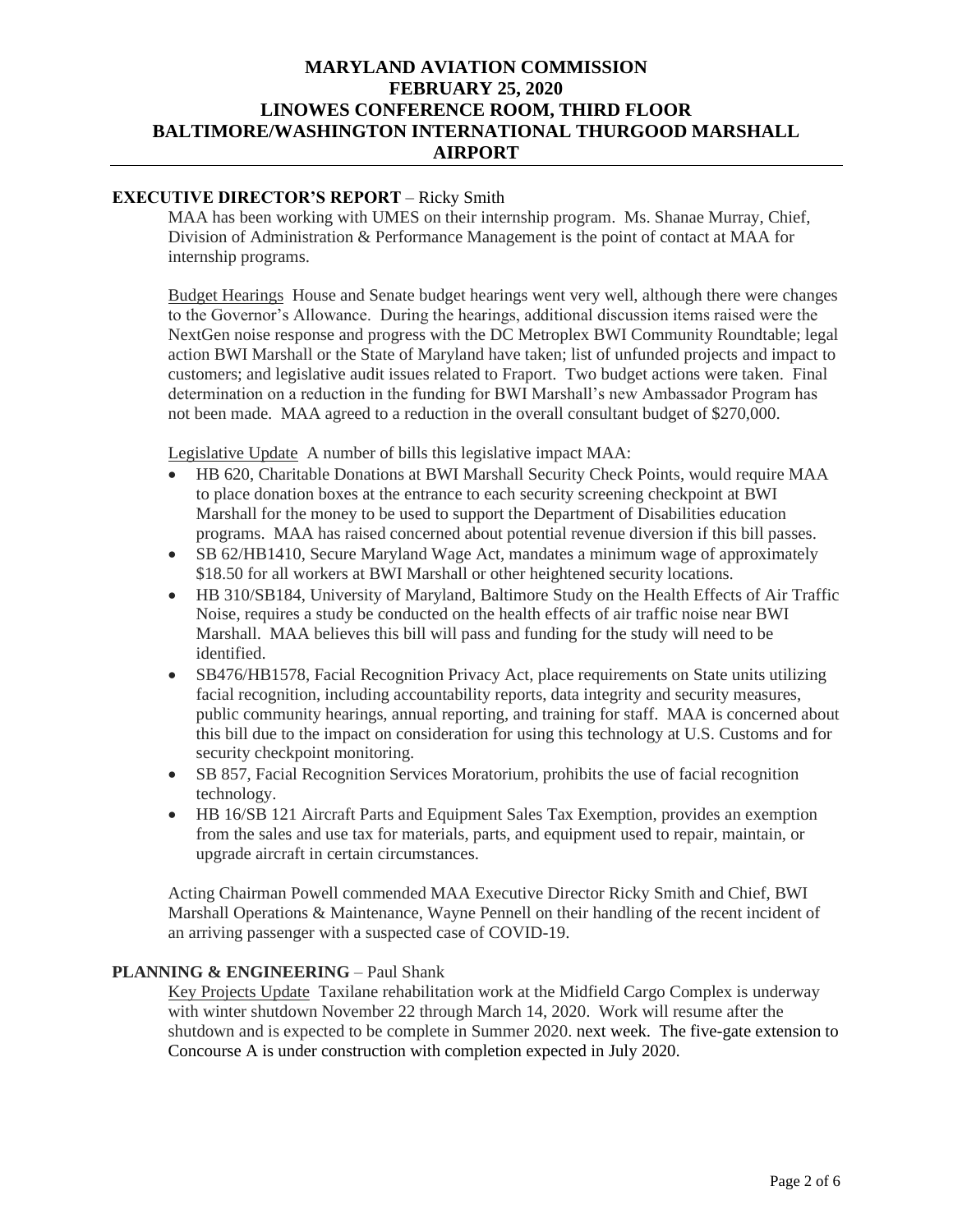**MARYLAND AVIATION COMMISSION**
**FEBRUARY 25, 2020**
**LINOWES CONFERENCE ROOM, THIRD FLOOR**
**BALTIMORE/WASHINGTON INTERNATIONAL THURGOOD MARSHALL AIRPORT**

**EXECUTIVE DIRECTOR'S REPORT** – Ricky Smith

MAA has been working with UMES on their internship program. Ms. Shanae Murray, Chief, Division of Administration & Performance Management is the point of contact at MAA for internship programs.

Budget Hearings House and Senate budget hearings went very well, although there were changes to the Governor's Allowance. During the hearings, additional discussion items raised were the NextGen noise response and progress with the DC Metroplex BWI Community Roundtable; legal action BWI Marshall or the State of Maryland have taken; list of unfunded projects and impact to customers; and legislative audit issues related to Fraport. Two budget actions were taken. Final determination on a reduction in the funding for BWI Marshall's new Ambassador Program has not been made. MAA agreed to a reduction in the overall consultant budget of $270,000.

Legislative Update A number of bills this legislative impact MAA:

- HB 620, Charitable Donations at BWI Marshall Security Check Points, would require MAA to place donation boxes at the entrance to each security screening checkpoint at BWI Marshall for the money to be used to support the Department of Disabilities education programs. MAA has raised concerned about potential revenue diversion if this bill passes.
- SB 62/HB1410, Secure Maryland Wage Act, mandates a minimum wage of approximately $18.50 for all workers at BWI Marshall or other heightened security locations.
- HB 310/SB184, University of Maryland, Baltimore Study on the Health Effects of Air Traffic Noise, requires a study be conducted on the health effects of air traffic noise near BWI Marshall. MAA believes this bill will pass and funding for the study will need to be identified.
- SB476/HB1578, Facial Recognition Privacy Act, place requirements on State units utilizing facial recognition, including accountability reports, data integrity and security measures, public community hearings, annual reporting, and training for staff. MAA is concerned about this bill due to the impact on consideration for using this technology at U.S. Customs and for security checkpoint monitoring.
- SB 857, Facial Recognition Services Moratorium, prohibits the use of facial recognition technology.
- HB 16/SB 121 Aircraft Parts and Equipment Sales Tax Exemption, provides an exemption from the sales and use tax for materials, parts, and equipment used to repair, maintain, or upgrade aircraft in certain circumstances.

Acting Chairman Powell commended MAA Executive Director Ricky Smith and Chief, BWI Marshall Operations & Maintenance, Wayne Pennell on their handling of the recent incident of an arriving passenger with a suspected case of COVID-19.

**PLANNING & ENGINEERING** – Paul Shank

Key Projects Update Taxilane rehabilitation work at the Midfield Cargo Complex is underway with winter shutdown November 22 through March 14, 2020. Work will resume after the shutdown and is expected to be complete in Summer 2020. next week. The five-gate extension to Concourse A is under construction with completion expected in July 2020.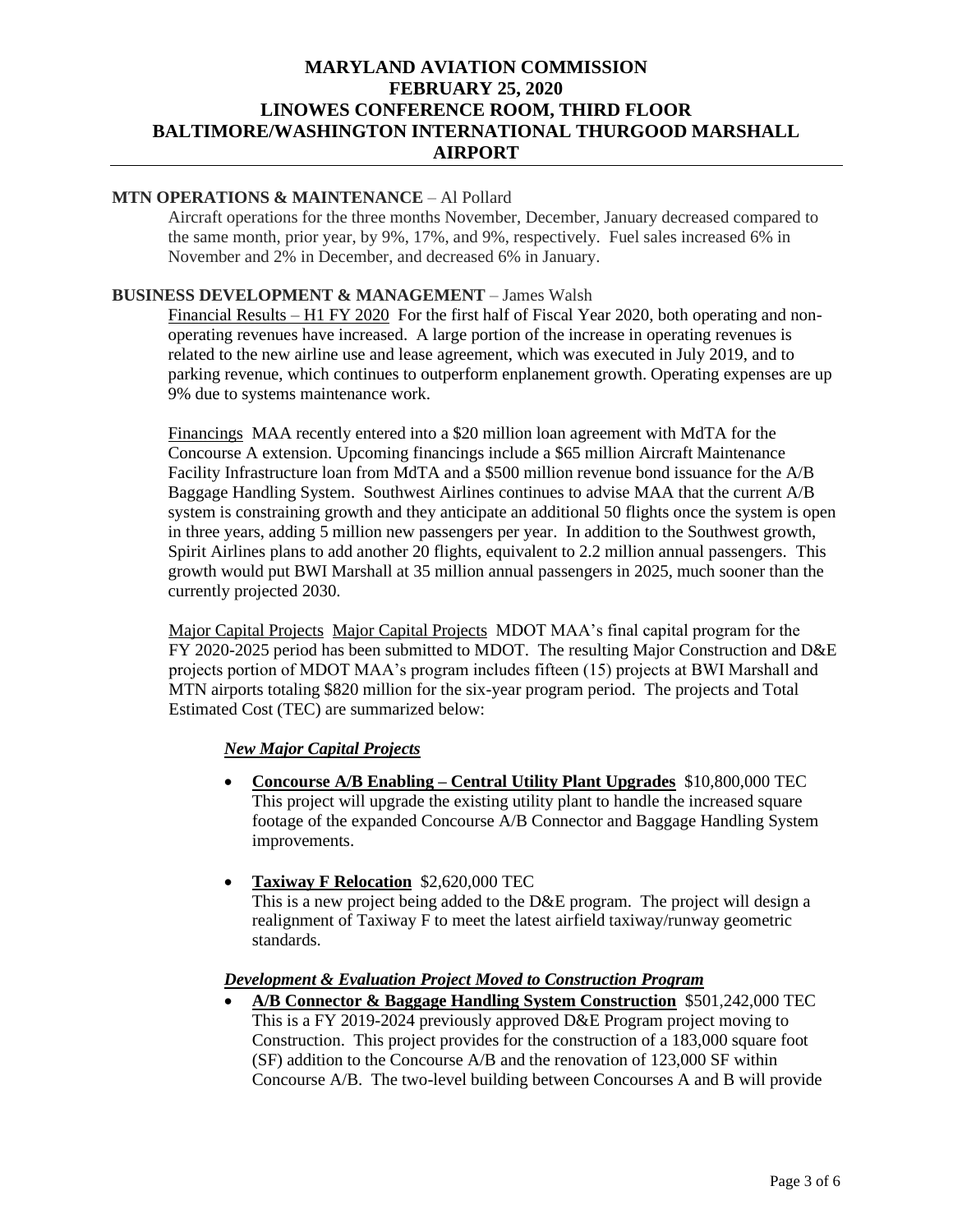# MARYLAND AVIATION COMMISSION
# FEBRUARY 25, 2020
# LINOWES CONFERENCE ROOM, THIRD FLOOR
# BALTIMORE/WASHINGTON INTERNATIONAL THURGOOD MARSHALL AIRPORT

**MTN OPERATIONS & MAINTENANCE** – Al Pollard

Aircraft operations for the three months November, December, January decreased compared to the same month, prior year, by 9%, 17%, and 9%, respectively. Fuel sales increased 6% in November and 2% in December, and decreased 6% in January.

**BUSINESS DEVELOPMENT & MANAGEMENT** – James Walsh

Financial Results – H1 FY 2020 For the first half of Fiscal Year 2020, both operating and non-operating revenues have increased. A large portion of the increase in operating revenues is related to the new airline use and lease agreement, which was executed in July 2019, and to parking revenue, which continues to outperform enplanement growth. Operating expenses are up 9% due to systems maintenance work.

Financings MAA recently entered into a $20 million loan agreement with MdTA for the Concourse A extension. Upcoming financings include a $65 million Aircraft Maintenance Facility Infrastructure loan from MdTA and a $500 million revenue bond issuance for the A/B Baggage Handling System. Southwest Airlines continues to advise MAA that the current A/B system is constraining growth and they anticipate an additional 50 flights once the system is open in three years, adding 5 million new passengers per year. In addition to the Southwest growth, Spirit Airlines plans to add another 20 flights, equivalent to 2.2 million annual passengers. This growth would put BWI Marshall at 35 million annual passengers in 2025, much sooner than the currently projected 2030.

Major Capital Projects Major Capital Projects MDOT MAA's final capital program for the FY 2020-2025 period has been submitted to MDOT. The resulting Major Construction and D&E projects portion of MDOT MAA's program includes fifteen (15) projects at BWI Marshall and MTN airports totaling $820 million for the six-year program period. The projects and Total Estimated Cost (TEC) are summarized below:

***New Major Capital Projects***

- **Concourse A/B Enabling – Central Utility Plant Upgrades** $10,800,000 TEC
  This project will upgrade the existing utility plant to handle the increased square footage of the expanded Concourse A/B Connector and Baggage Handling System improvements.

- **Taxiway F Relocation** $2,620,000 TEC
  This is a new project being added to the D&E program. The project will design a realignment of Taxiway F to meet the latest airfield taxiway/runway geometric standards.

***Development & Evaluation Project Moved to Construction Program***

- **A/B Connector & Baggage Handling System Construction** $501,242,000 TEC
  This is a FY 2019-2024 previously approved D&E Program project moving to Construction. This project provides for the construction of a 183,000 square foot (SF) addition to the Concourse A/B and the renovation of 123,000 SF within Concourse A/B. The two-level building between Concourses A and B will provide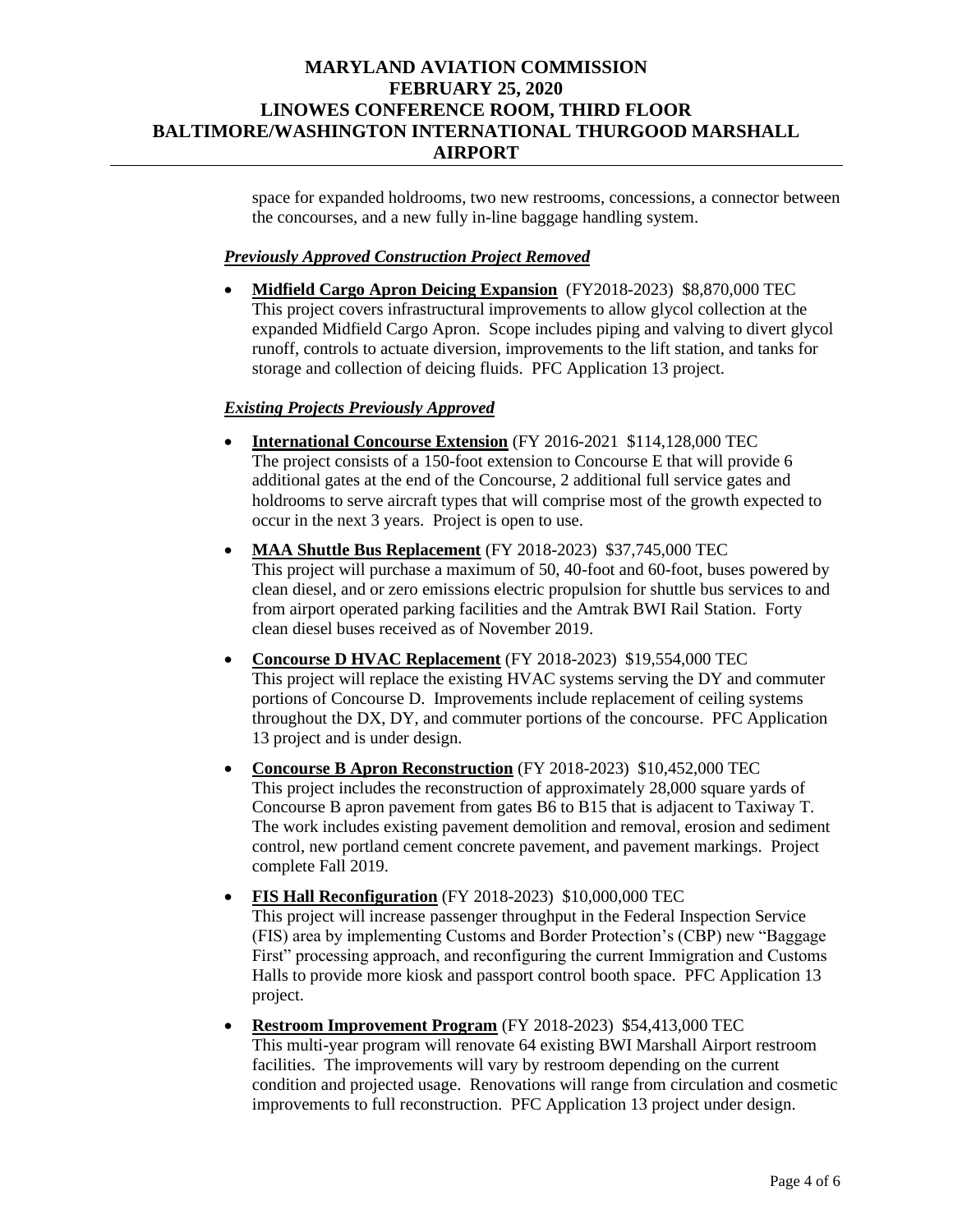space for expanded holdrooms, two new restrooms, concessions, a connector between the concourses, and a new fully in-line baggage handling system.

***Previously Approved Construction Project Removed***

- **Midfield Cargo Apron Deicing Expansion** (FY2018-2023) $8,870,000 TEC
  This project covers infrastructural improvements to allow glycol collection at the expanded Midfield Cargo Apron. Scope includes piping and valving to divert glycol runoff, controls to actuate diversion, improvements to the lift station, and tanks for storage and collection of deicing fluids. PFC Application 13 project.

***Existing Projects Previously Approved***

- **International Concourse Extension** (FY 2016-2021 $114,128,000 TEC
  The project consists of a 150-foot extension to Concourse E that will provide 6 additional gates at the end of the Concourse, 2 additional full service gates and holdrooms to serve aircraft types that will comprise most of the growth expected to occur in the next 3 years. Project is open to use.

- **MAA Shuttle Bus Replacement** (FY 2018-2023) $37,745,000 TEC
  This project will purchase a maximum of 50, 40-foot and 60-foot, buses powered by clean diesel, and or zero emissions electric propulsion for shuttle bus services to and from airport operated parking facilities and the Amtrak BWI Rail Station. Forty clean diesel buses received as of November 2019.

- **Concourse D HVAC Replacement** (FY 2018-2023) $19,554,000 TEC
  This project will replace the existing HVAC systems serving the DY and commuter portions of Concourse D. Improvements include replacement of ceiling systems throughout the DX, DY, and commuter portions of the concourse. PFC Application 13 project and is under design.

- **Concourse B Apron Reconstruction** (FY 2018-2023) $10,452,000 TEC
  This project includes the reconstruction of approximately 28,000 square yards of Concourse B apron pavement from gates B6 to B15 that is adjacent to Taxiway T. The work includes existing pavement demolition and removal, erosion and sediment control, new portland cement concrete pavement, and pavement markings. Project complete Fall 2019.

- **FIS Hall Reconfiguration** (FY 2018-2023) $10,000,000 TEC
  This project will increase passenger throughput in the Federal Inspection Service (FIS) area by implementing Customs and Border Protection's (CBP) new "Baggage First" processing approach, and reconfiguring the current Immigration and Customs Halls to provide more kiosk and passport control booth space. PFC Application 13 project.

- **Restroom Improvement Program** (FY 2018-2023) $54,413,000 TEC
  This multi-year program will renovate 64 existing BWI Marshall Airport restroom facilities. The improvements will vary by restroom depending on the current condition and projected usage. Renovations will range from circulation and cosmetic improvements to full reconstruction. PFC Application 13 project under design.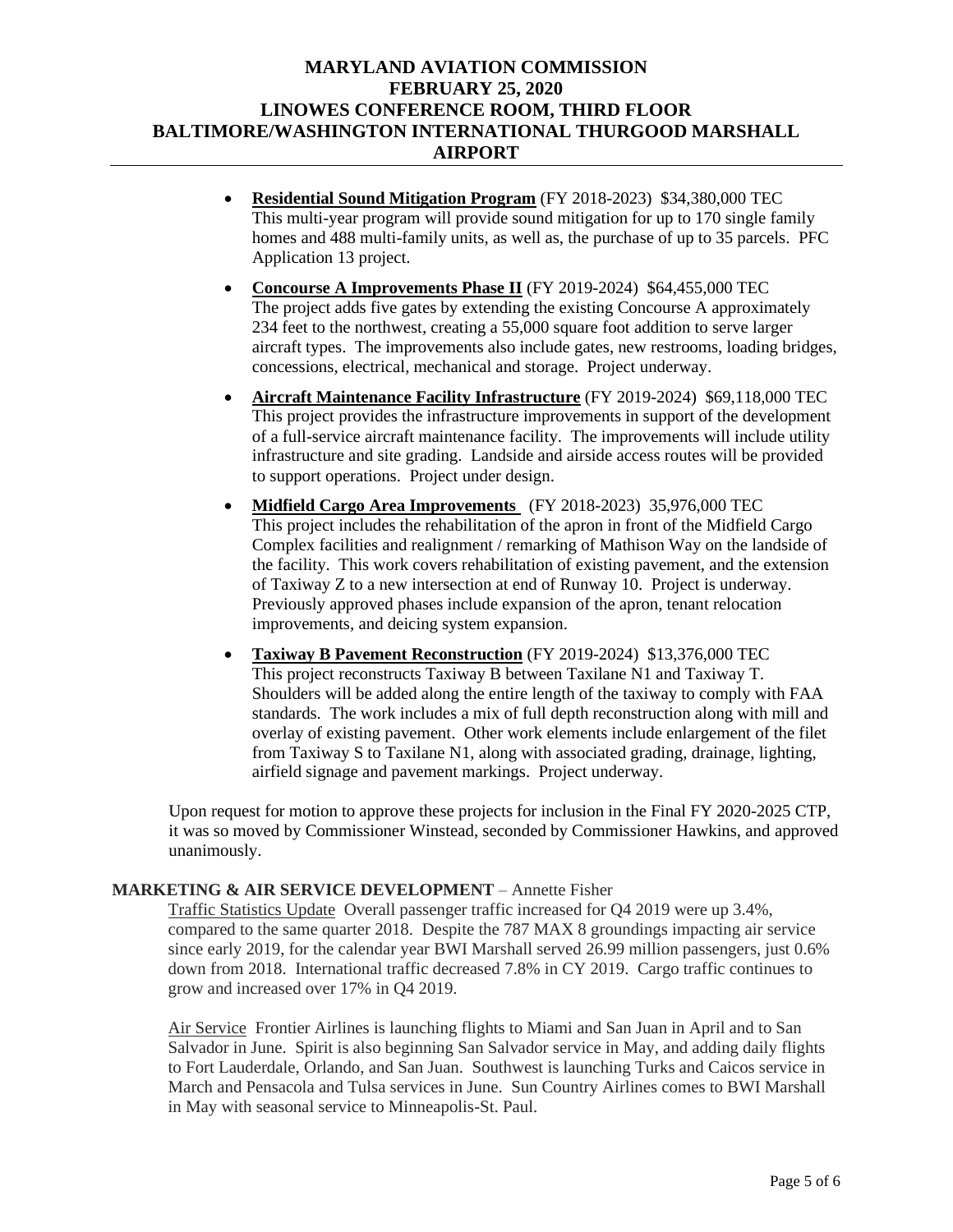- **Residential Sound Mitigation Program** (FY 2018-2023) $34,380,000 TEC
  This multi-year program will provide sound mitigation for up to 170 single family homes and 488 multi-family units, as well as, the purchase of up to 35 parcels. PFC Application 13 project.

- **Concourse A Improvements Phase II** (FY 2019-2024) $64,455,000 TEC
  The project adds five gates by extending the existing Concourse A approximately 234 feet to the northwest, creating a 55,000 square foot addition to serve larger aircraft types. The improvements also include gates, new restrooms, loading bridges, concessions, electrical, mechanical and storage. Project underway.

- **Aircraft Maintenance Facility Infrastructure** (FY 2019-2024) $69,118,000 TEC
  This project provides the infrastructure improvements in support of the development of a full-service aircraft maintenance facility. The improvements will include utility infrastructure and site grading. Landside and airside access routes will be provided to support operations. Project under design.

- **Midfield Cargo Area Improvements** (FY 2018-2023) 35,976,000 TEC
  This project includes the rehabilitation of the apron in front of the Midfield Cargo Complex facilities and realignment / remarking of Mathison Way on the landside of the facility. This work covers rehabilitation of existing pavement, and the extension of Taxiway Z to a new intersection at end of Runway 10. Project is underway. Previously approved phases include expansion of the apron, tenant relocation improvements, and deicing system expansion.

- **Taxiway B Pavement Reconstruction** (FY 2019-2024) $13,376,000 TEC
  This project reconstructs Taxiway B between Taxilane N1 and Taxiway T. Shoulders will be added along the entire length of the taxiway to comply with FAA standards. The work includes a mix of full depth reconstruction along with mill and overlay of existing pavement. Other work elements include enlargement of the filet from Taxiway S to Taxilane N1, along with associated grading, drainage, lighting, airfield signage and pavement markings. Project underway.

Upon request for motion to approve these projects for inclusion in the Final FY 2020-2025 CTP, it was so moved by Commissioner Winstead, seconded by Commissioner Hawkins, and approved unanimously.

**MARKETING & AIR SERVICE DEVELOPMENT** – Annette Fisher

Traffic Statistics Update Overall passenger traffic increased for Q4 2019 were up 3.4%, compared to the same quarter 2018. Despite the 787 MAX 8 groundings impacting air service since early 2019, for the calendar year BWI Marshall served 26.99 million passengers, just 0.6% down from 2018. International traffic decreased 7.8% in CY 2019. Cargo traffic continues to grow and increased over 17% in Q4 2019.

Air Service Frontier Airlines is launching flights to Miami and San Juan in April and to San Salvador in June. Spirit is also beginning San Salvador service in May, and adding daily flights to Fort Lauderdale, Orlando, and San Juan. Southwest is launching Turks and Caicos service in March and Pensacola and Tulsa services in June. Sun Country Airlines comes to BWI Marshall in May with seasonal service to Minneapolis-St. Paul.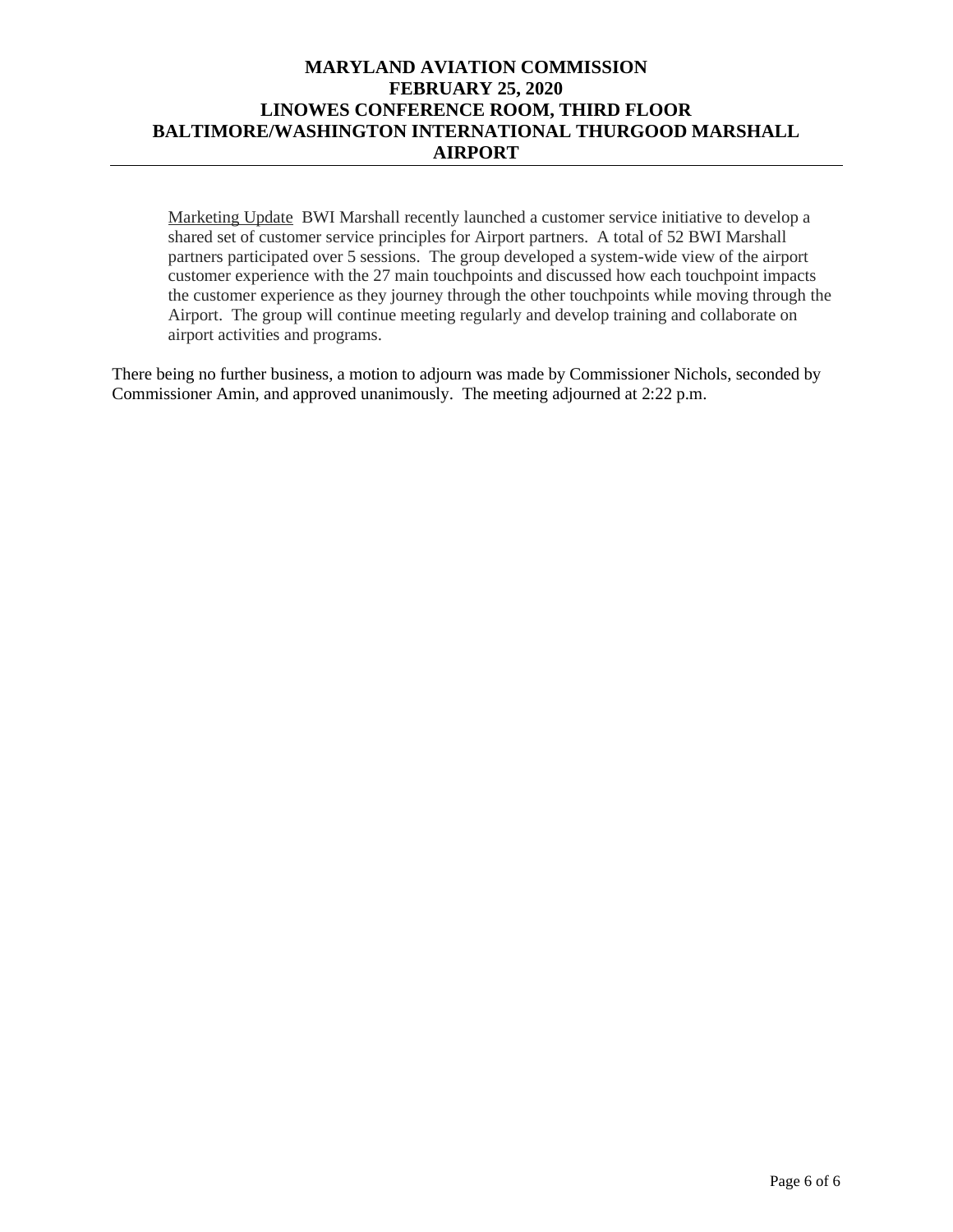Marketing Update  BWI Marshall recently launched a customer service initiative to develop a shared set of customer service principles for Airport partners. A total of 52 BWI Marshall partners participated over 5 sessions. The group developed a system-wide view of the airport customer experience with the 27 main touchpoints and discussed how each touchpoint impacts the customer experience as they journey through the other touchpoints while moving through the Airport. The group will continue meeting regularly and develop training and collaborate on airport activities and programs.

There being no further business, a motion to adjourn was made by Commissioner Nichols, seconded by Commissioner Amin, and approved unanimously. The meeting adjourned at 2:22 p.m.